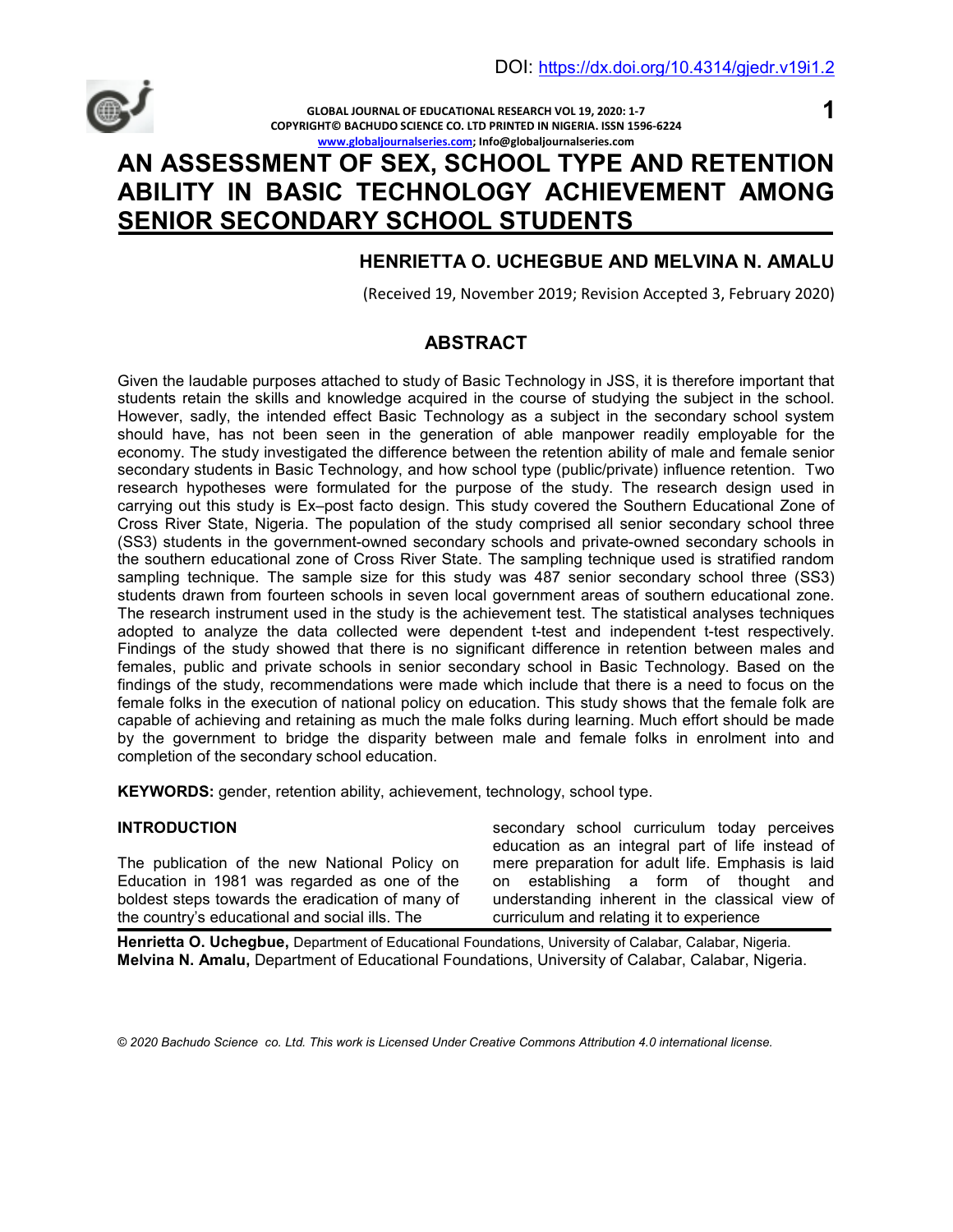DOI: https://dx.doi.org/10.4314/gjedr.v19i1.2

# AN ASSESSMENT OF SEX, SCHOOL TYPE AND RETENTION ABILITY IN BASIC TECHNOLOGY ACHIEVEMENT AMONG SENIOR SECONDARY SCHOOL STUDENTS

**HENRIETTA O. UCHEGBUE AND MELVINA N. AMALU**

(Received 19, November 2019; Revision Accepted 3, February 2020)

## ABSTRACT

Given the laudable purposes attached to study of Basic Technology in JSS, it is therefore important that students retain the skills and knowledge acquired in the course of studying the subject in the school. However, sadly, the intended effect Basic Technology as a subject in the secondary school system should have, has not been seen in the generation of able manpower readily employable for the economy. The study investigated the difference between the retention ability of male and female senior secondary students in Basic Technology, and how school type (public/private) influence retention. Two research hypotheses were formulated for the purpose of the study. The research design used in carrying out this study is Ex–post facto design. This study covered the Southern Educational Zone of Cross River State, Nigeria. The population of the study comprised all senior secondary school three (SS3) students in the government-owned secondary schools and private-owned secondary schools in the southern educational zone of Cross River State. The sampling technique used is stratified random sampling technique. The sample size for this study was 487 senior secondary school three (SS3) students drawn from fourteen schools in seven local government areas of southern educational zone. The research instrument used in the study is the achievement test. The statistical analyses techniques adopted to analyze the data collected were dependent t-test and independent t-test respectively. Findings of the study showed that there is no significant difference in retention between males and females, public and private schools in senior secondary school in Basic Technology. Based on the findings of the study, recommendations were made which include that there is a need to focus on the female folks in the execution of national policy on education. This study shows that the female folk are capable of achieving and retaining as much the male folks during learning. Much effort should be made by the government to bridge the disparity between male and female folks in enrolment into and completion of the secondary school education.

**KEYWORDS:** gender, retention ability, achievement, technology, school type.

## INTRODUCTION

The publication of the new National Policy on Education in 1981 was regarded as one of the boldest steps towards the eradication of many of the country's educational and social ills. The secondary school curriculum today perceives education as an integral part of life instead of mere preparation for adult life. Emphasis is laid on establishing a form of thought and understanding inherent in the classical view of curriculum and relating it to experience

**Henrietta O. Uchegbue,** Department of Educational Foundations, University of Calabar, Calabar, Nigeria.
**Melvina N. Amalu,** Department of Educational Foundations, University of Calabar, Calabar, Nigeria.

*© 2020 Bachudo Science co. Ltd. This work is Licensed Under Creative Commons Attribution 4.0 international license.*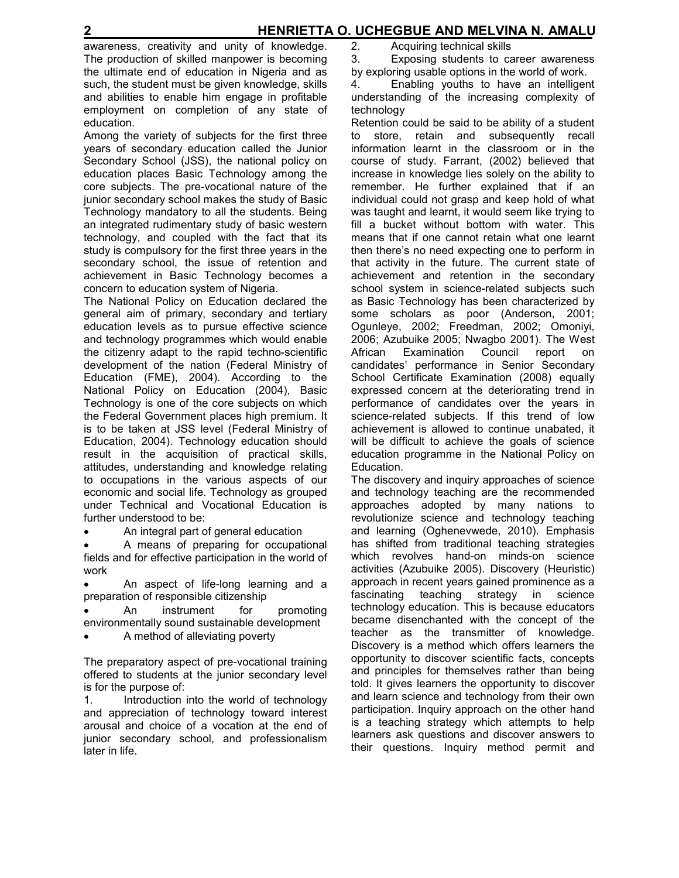awareness, creativity and unity of knowledge. The production of skilled manpower is becoming the ultimate end of education in Nigeria and as such, the student must be given knowledge, skills and abilities to enable him engage in profitable employment on completion of any state of education.

Among the variety of subjects for the first three years of secondary education called the Junior Secondary School (JSS), the national policy on education places Basic Technology among the core subjects. The pre-vocational nature of the junior secondary school makes the study of Basic Technology mandatory to all the students. Being an integrated rudimentary study of basic western technology, and coupled with the fact that its study is compulsory for the first three years in the secondary school, the issue of retention and achievement in Basic Technology becomes a concern to education system of Nigeria.

The National Policy on Education declared the general aim of primary, secondary and tertiary education levels as to pursue effective science and technology programmes which would enable the citizenry adapt to the rapid techno-scientific development of the nation (Federal Ministry of Education (FME), 2004). According to the National Policy on Education (2004), Basic Technology is one of the core subjects on which the Federal Government places high premium. It is to be taken at JSS level (Federal Ministry of Education, 2004). Technology education should result in the acquisition of practical skills, attitudes, understanding and knowledge relating to occupations in the various aspects of our economic and social life. Technology as grouped under Technical and Vocational Education is further understood to be:

- An integral part of general education
- A means of preparing for occupational fields and for effective participation in the world of work
- An aspect of life-long learning and a preparation of responsible citizenship
- An instrument for promoting environmentally sound sustainable development
- A method of alleviating poverty

The preparatory aspect of pre-vocational training offered to students at the junior secondary level is for the purpose of:

1. Introduction into the world of technology and appreciation of technology toward interest arousal and choice of a vocation at the end of junior secondary school, and professionalism later in life.
2. Acquiring technical skills
3. Exposing students to career awareness by exploring usable options in the world of work.
4. Enabling youths to have an intelligent understanding of the increasing complexity of technology

Retention could be said to be ability of a student to store, retain and subsequently recall information learnt in the classroom or in the course of study. Farrant, (2002) believed that increase in knowledge lies solely on the ability to remember. He further explained that if an individual could not grasp and keep hold of what was taught and learnt, it would seem like trying to fill a bucket without bottom with water. This means that if one cannot retain what one learnt then there's no need expecting one to perform in that activity in the future. The current state of achievement and retention in the secondary school system in science-related subjects such as Basic Technology has been characterized by some scholars as poor (Anderson, 2001; Ogunleye, 2002; Freedman, 2002; Omoniyi, 2006; Azubuike 2005; Nwagbo 2001). The West African Examination Council report on candidates' performance in Senior Secondary School Certificate Examination (2008) equally expressed concern at the deteriorating trend in performance of candidates over the years in science-related subjects. If this trend of low achievement is allowed to continue unabated, it will be difficult to achieve the goals of science education programme in the National Policy on Education.

The discovery and inquiry approaches of science and technology teaching are the recommended approaches adopted by many nations to revolutionize science and technology teaching and learning (Oghenevwede, 2010). Emphasis has shifted from traditional teaching strategies which revolves hand-on minds-on science activities (Azubuike 2005). Discovery (Heuristic) approach in recent years gained prominence as a fascinating teaching strategy in science technology education. This is because educators became disenchanted with the concept of the teacher as the transmitter of knowledge. Discovery is a method which offers learners the opportunity to discover scientific facts, concepts and principles for themselves rather than being told. It gives learners the opportunity to discover and learn science and technology from their own participation. Inquiry approach on the other hand is a teaching strategy which attempts to help learners ask questions and discover answers to their questions. Inquiry method permit and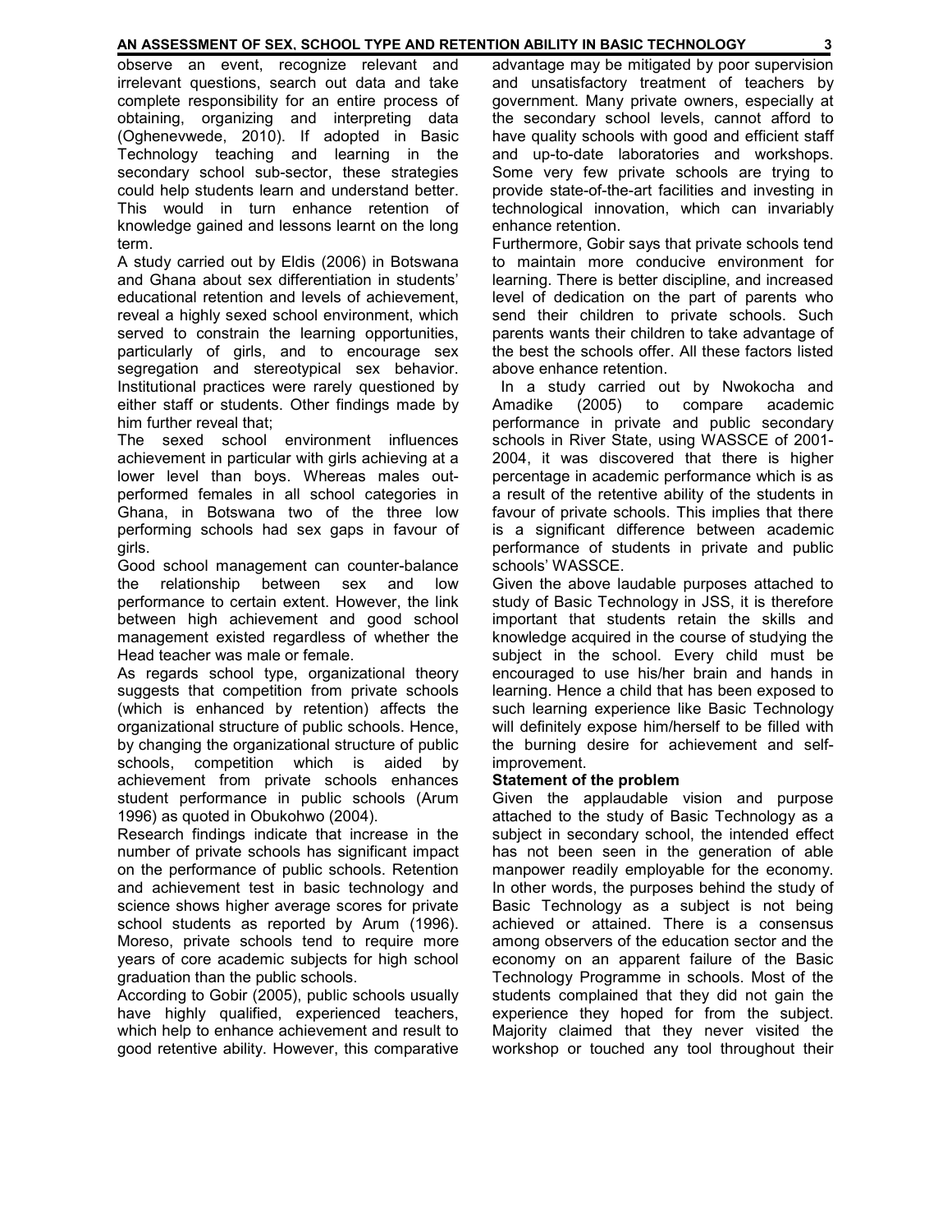observe an event, recognize relevant and irrelevant questions, search out data and take complete responsibility for an entire process of obtaining, organizing and interpreting data (Oghenevwede, 2010). If adopted in Basic Technology teaching and learning in the secondary school sub-sector, these strategies could help students learn and understand better. This would in turn enhance retention of knowledge gained and lessons learnt on the long term.

A study carried out by Eldis (2006) in Botswana and Ghana about sex differentiation in students' educational retention and levels of achievement, reveal a highly sexed school environment, which served to constrain the learning opportunities, particularly of girls, and to encourage sex segregation and stereotypical sex behavior. Institutional practices were rarely questioned by either staff or students. Other findings made by him further reveal that;

The sexed school environment influences achievement in particular with girls achieving at a lower level than boys. Whereas males out-performed females in all school categories in Ghana, in Botswana two of the three low performing schools had sex gaps in favour of girls.

Good school management can counter-balance the relationship between sex and low performance to certain extent. However, the link between high achievement and good school management existed regardless of whether the Head teacher was male or female.

As regards school type, organizational theory suggests that competition from private schools (which is enhanced by retention) affects the organizational structure of public schools. Hence, by changing the organizational structure of public schools, competition which is aided by achievement from private schools enhances student performance in public schools (Arum 1996) as quoted in Obukohwo (2004).

Research findings indicate that increase in the number of private schools has significant impact on the performance of public schools. Retention and achievement test in basic technology and science shows higher average scores for private school students as reported by Arum (1996). Moreso, private schools tend to require more years of core academic subjects for high school graduation than the public schools.

According to Gobir (2005), public schools usually have highly qualified, experienced teachers, which help to enhance achievement and result to good retentive ability. However, this comparative advantage may be mitigated by poor supervision and unsatisfactory treatment of teachers by government. Many private owners, especially at the secondary school levels, cannot afford to have quality schools with good and efficient staff and up-to-date laboratories and workshops. Some very few private schools are trying to provide state-of-the-art facilities and investing in technological innovation, which can invariably enhance retention.

Furthermore, Gobir says that private schools tend to maintain more conducive environment for learning. There is better discipline, and increased level of dedication on the part of parents who send their children to private schools. Such parents wants their children to take advantage of the best the schools offer. All these factors listed above enhance retention.

In a study carried out by Nwokocha and Amadike (2005) to compare academic performance in private and public secondary schools in River State, using WASSCE of 2001-2004, it was discovered that there is higher percentage in academic performance which is as a result of the retentive ability of the students in favour of private schools. This implies that there is a significant difference between academic performance of students in private and public schools' WASSCE.

Given the above laudable purposes attached to study of Basic Technology in JSS, it is therefore important that students retain the skills and knowledge acquired in the course of studying the subject in the school. Every child must be encouraged to use his/her brain and hands in learning. Hence a child that has been exposed to such learning experience like Basic Technology will definitely expose him/herself to be filled with the burning desire for achievement and self-improvement.

**Statement of the problem**

Given the applaudable vision and purpose attached to the study of Basic Technology as a subject in secondary school, the intended effect has not been seen in the generation of able manpower readily employable for the economy. In other words, the purposes behind the study of Basic Technology as a subject is not being achieved or attained. There is a consensus among observers of the education sector and the economy on an apparent failure of the Basic Technology Programme in schools. Most of the students complained that they did not gain the experience they hoped for from the subject. Majority claimed that they never visited the workshop or touched any tool throughout their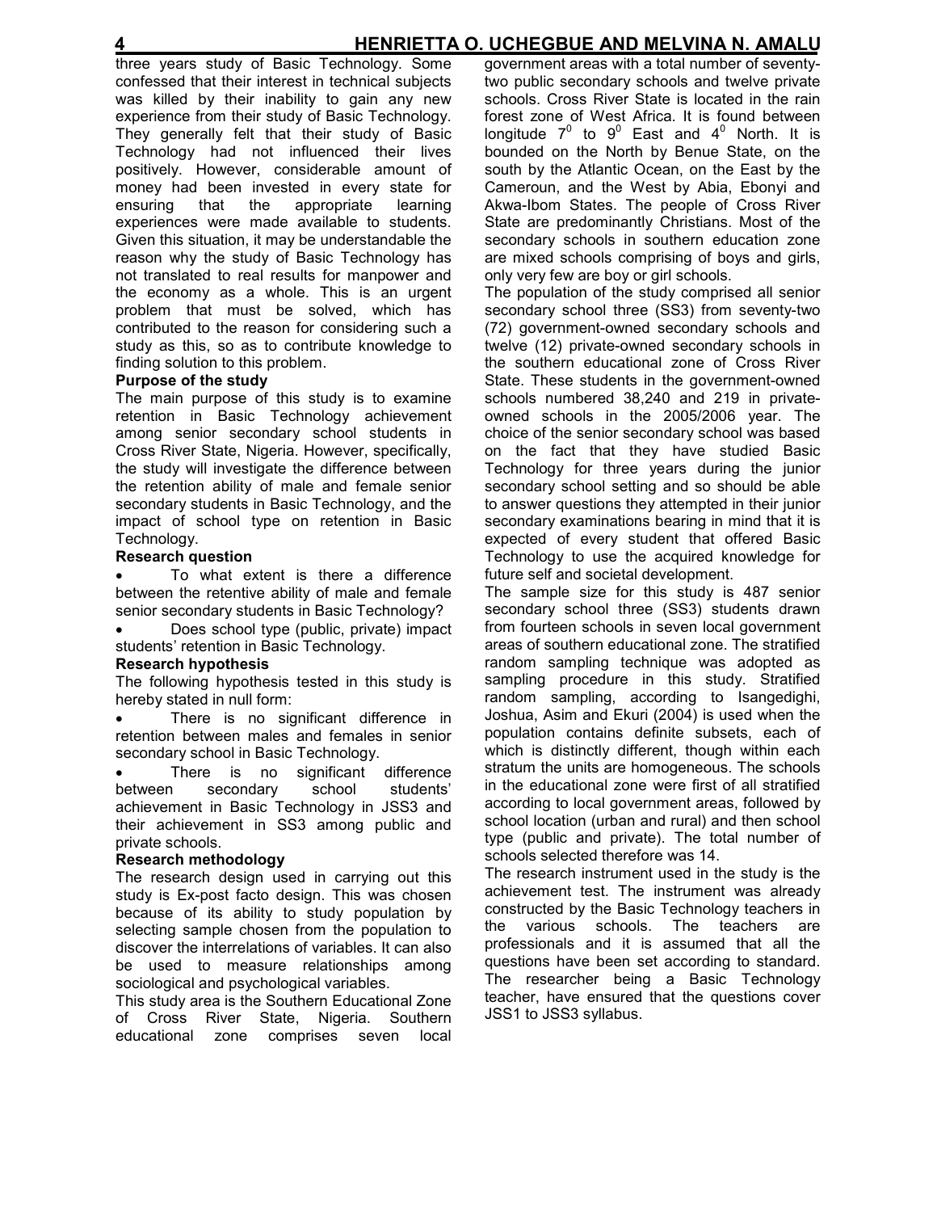three years study of Basic Technology. Some confessed that their interest in technical subjects was killed by their inability to gain any new experience from their study of Basic Technology. They generally felt that their study of Basic Technology had not influenced their lives positively. However, considerable amount of money had been invested in every state for ensuring that the appropriate learning experiences were made available to students. Given this situation, it may be understandable the reason why the study of Basic Technology has not translated to real results for manpower and the economy as a whole. This is an urgent problem that must be solved, which has contributed to the reason for considering such a study as this, so as to contribute knowledge to finding solution to this problem.

**Purpose of the study**

The main purpose of this study is to examine retention in Basic Technology achievement among senior secondary school students in Cross River State, Nigeria. However, specifically, the study will investigate the difference between the retention ability of male and female senior secondary students in Basic Technology, and the impact of school type on retention in Basic Technology.

**Research question**

- To what extent is there a difference between the retentive ability of male and female senior secondary students in Basic Technology?
- Does school type (public, private) impact students' retention in Basic Technology.

**Research hypothesis**

The following hypothesis tested in this study is hereby stated in null form:

- There is no significant difference in retention between males and females in senior secondary school in Basic Technology.
- There is no significant difference between secondary school students' achievement in Basic Technology in JSS3 and their achievement in SS3 among public and private schools.

**Research methodology**

The research design used in carrying out this study is Ex-post facto design. This was chosen because of its ability to study population by selecting sample chosen from the population to discover the interrelations of variables. It can also be used to measure relationships among sociological and psychological variables.

This study area is the Southern Educational Zone of Cross River State, Nigeria. Southern educational zone comprises seven local government areas with a total number of seventy-two public secondary schools and twelve private schools. Cross River State is located in the rain forest zone of West Africa. It is found between longitude $7^0$ to $9^0$ East and $4^0$ North. It is bounded on the North by Benue State, on the south by the Atlantic Ocean, on the East by the Cameroun, and the West by Abia, Ebonyi and Akwa-Ibom States. The people of Cross River State are predominantly Christians. Most of the secondary schools in southern education zone are mixed schools comprising of boys and girls, only very few are boy or girl schools.

The population of the study comprised all senior secondary school three (SS3) from seventy-two (72) government-owned secondary schools and twelve (12) private-owned secondary schools in the southern educational zone of Cross River State. These students in the government-owned schools numbered 38,240 and 219 in private-owned schools in the 2005/2006 year. The choice of the senior secondary school was based on the fact that they have studied Basic Technology for three years during the junior secondary school setting and so should be able to answer questions they attempted in their junior secondary examinations bearing in mind that it is expected of every student that offered Basic Technology to use the acquired knowledge for future self and societal development.

The sample size for this study is 487 senior secondary school three (SS3) students drawn from fourteen schools in seven local government areas of southern educational zone. The stratified random sampling technique was adopted as sampling procedure in this study. Stratified random sampling, according to Isangedighi, Joshua, Asim and Ekuri (2004) is used when the population contains definite subsets, each of which is distinctly different, though within each stratum the units are homogeneous. The schools in the educational zone were first of all stratified according to local government areas, followed by school location (urban and rural) and then school type (public and private). The total number of schools selected therefore was 14.

The research instrument used in the study is the achievement test. The instrument was already constructed by the Basic Technology teachers in the various schools. The teachers are professionals and it is assumed that all the questions have been set according to standard. The researcher being a Basic Technology teacher, have ensured that the questions cover JSS1 to JSS3 syllabus.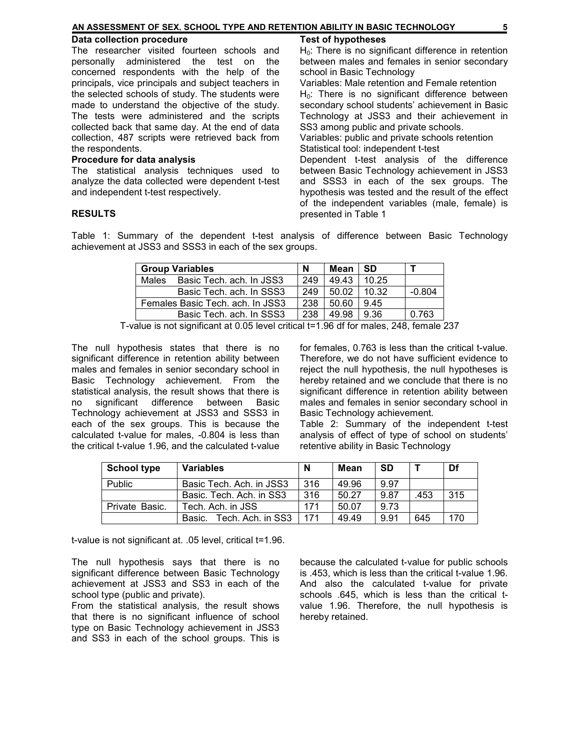### Data collection procedure

The researcher visited fourteen schools and personally administered the test on the concerned respondents with the help of the principals, vice principals and subject teachers in the selected schools of study. The students were made to understand the objective of the study. The tests were administered and the scripts collected back that same day. At the end of data collection, 487 scripts were retrieved back from the respondents.

### Procedure for data analysis

The statistical analysis techniques used to analyze the data collected were dependent t-test and independent t-test respectively.

## RESULTS

### Test of hypotheses

$H_0$: There is no significant difference in retention between males and females in senior secondary school in Basic Technology

Variables: Male retention and Female retention

$H_0$: There is no significant difference between secondary school students' achievement in Basic Technology at JSS3 and their achievement in SS3 among public and private schools.

Variables: public and private schools retention

Statistical tool: independent t-test

Dependent t-test analysis of the difference between Basic Technology achievement in JSS3 and SSS3 in each of the sex groups. The hypothesis was tested and the result of the effect of the independent variables (male, female) is presented in Table 1

Table 1: Summary of the dependent t-test analysis of difference between Basic Technology achievement at JSS3 and SSS3 in each of the sex groups.

| Group Variables | N | Mean | SD | T |
|---|---|---|---|---|
| Males Basic Tech. ach. In JSS3 | 249 | 49.43 | 10.25 | |
| Basic Tech. ach. In SSS3 | 249 | 50.02 | 10.32 | -0.804 |
| Females Basic Tech. ach. In JSS3 | 238 | 50.60 | 9.45 | |
| Basic Tech. ach. In SSS3 | 238 | 49.98 | 9.36 | 0.763 |

T-value is not significant at 0.05 level critical t=1.96 df for males, 248, female 237

The null hypothesis states that there is no significant difference in retention ability between males and females in senior secondary school in Basic Technology achievement. From the statistical analysis, the result shows that there is no significant difference between Basic Technology achievement at JSS3 and SSS3 in each of the sex groups. This is because the calculated t-value for males, -0.804 is less than the critical t-value 1.96, and the calculated t-value for females, 0.763 is less than the critical t-value. Therefore, we do not have sufficient evidence to reject the null hypothesis, the null hypotheses is hereby retained and we conclude that there is no significant difference in retention ability between males and females in senior secondary school in Basic Technology achievement.

Table 2: Summary of the independent t-test analysis of effect of type of school on students' retentive ability in Basic Technology

| School type | Variables | N | Mean | SD | T | Df |
|---|---|---|---|---|---|---|
| Public | Basic Tech. Ach. in JSS3 | 316 | 49.96 | 9.97 | | |
| | Basic. Tech. Ach. in SS3 | 316 | 50.27 | 9.87 | .453 | 315 |
| Private Basic. | Tech. Ach. in JSS | 171 | 50.07 | 9.73 | | |
| | Basic. Tech. Ach. in SS3 | 171 | 49.49 | 9.91 | 645 | 170 |

t-value is not significant at. .05 level, critical t=1.96.

The null hypothesis says that there is no significant difference between Basic Technology achievement at JSS3 and SS3 in each of the school type (public and private).

From the statistical analysis, the result shows that there is no significant influence of school type on Basic Technology achievement in JSS3 and SS3 in each of the school groups. This is because the calculated t-value for public schools is .453, which is less than the critical t-value 1.96. And also the calculated t-value for private schools .645, which is less than the critical t-value 1.96. Therefore, the null hypothesis is hereby retained.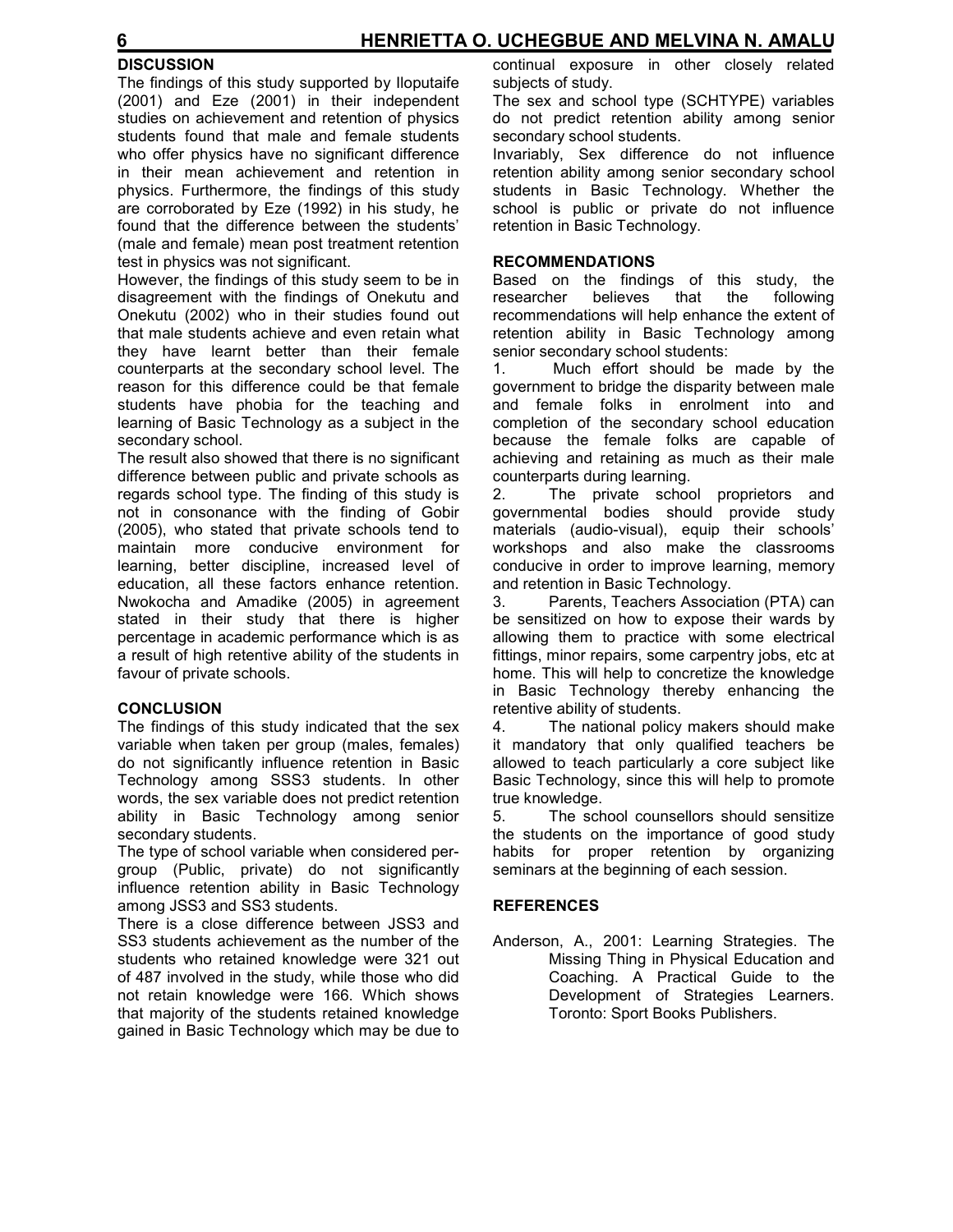## DISCUSSION

The findings of this study supported by Iloputaife (2001) and Eze (2001) in their independent studies on achievement and retention of physics students found that male and female students who offer physics have no significant difference in their mean achievement and retention in physics. Furthermore, the findings of this study are corroborated by Eze (1992) in his study, he found that the difference between the students' (male and female) mean post treatment retention test in physics was not significant.

However, the findings of this study seem to be in disagreement with the findings of Onekutu and Onekutu (2002) who in their studies found out that male students achieve and even retain what they have learnt better than their female counterparts at the secondary school level. The reason for this difference could be that female students have phobia for the teaching and learning of Basic Technology as a subject in the secondary school.

The result also showed that there is no significant difference between public and private schools as regards school type. The finding of this study is not in consonance with the finding of Gobir (2005), who stated that private schools tend to maintain more conducive environment for learning, better discipline, increased level of education, all these factors enhance retention. Nwokocha and Amadike (2005) in agreement stated in their study that there is higher percentage in academic performance which is as a result of high retentive ability of the students in favour of private schools.

## CONCLUSION

The findings of this study indicated that the sex variable when taken per group (males, females) do not significantly influence retention in Basic Technology among SSS3 students. In other words, the sex variable does not predict retention ability in Basic Technology among senior secondary students.

The type of school variable when considered per-group (Public, private) do not significantly influence retention ability in Basic Technology among JSS3 and SS3 students.

There is a close difference between JSS3 and SS3 students achievement as the number of the students who retained knowledge were 321 out of 487 involved in the study, while those who did not retain knowledge were 166. Which shows that majority of the students retained knowledge gained in Basic Technology which may be due to continual exposure in other closely related subjects of study.

The sex and school type (SCHTYPE) variables do not predict retention ability among senior secondary school students.

Invariably, Sex difference do not influence retention ability among senior secondary school students in Basic Technology. Whether the school is public or private do not influence retention in Basic Technology.

## RECOMMENDATIONS

Based on the findings of this study, the researcher believes that the following recommendations will help enhance the extent of retention ability in Basic Technology among senior secondary school students:

1. Much effort should be made by the government to bridge the disparity between male and female folks in enrolment into and completion of the secondary school education because the female folks are capable of achieving and retaining as much as their male counterparts during learning.
2. The private school proprietors and governmental bodies should provide study materials (audio-visual), equip their schools' workshops and also make the classrooms conducive in order to improve learning, memory and retention in Basic Technology.
3. Parents, Teachers Association (PTA) can be sensitized on how to expose their wards by allowing them to practice with some electrical fittings, minor repairs, some carpentry jobs, etc at home. This will help to concretize the knowledge in Basic Technology thereby enhancing the retentive ability of students.
4. The national policy makers should make it mandatory that only qualified teachers be allowed to teach particularly a core subject like Basic Technology, since this will help to promote true knowledge.
5. The school counsellors should sensitize the students on the importance of good study habits for proper retention by organizing seminars at the beginning of each session.

## REFERENCES

Anderson, A., 2001: Learning Strategies. The Missing Thing in Physical Education and Coaching. A Practical Guide to the Development of Strategies Learners. Toronto: Sport Books Publishers.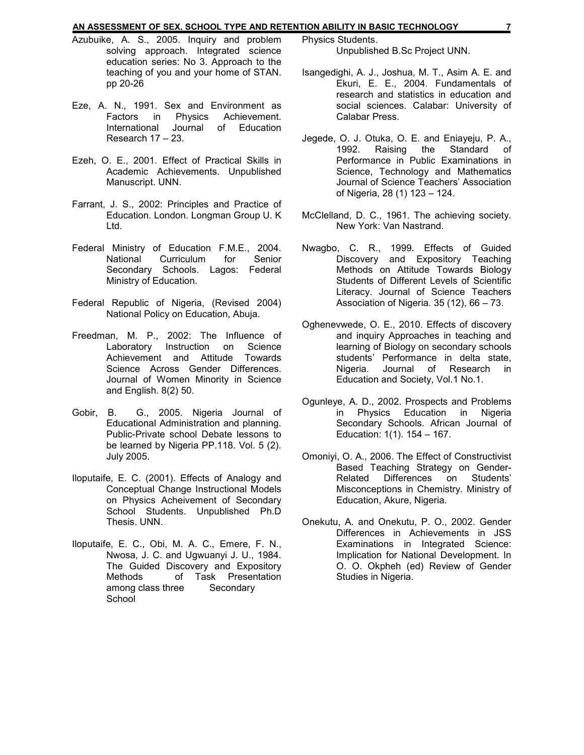Azubuike, A. S., 2005. Inquiry and problem solving approach. Integrated science education series: No 3. Approach to the teaching of you and your home of STAN. pp 20-26

Eze, A. N., 1991. Sex and Environment as Factors in Physics Achievement. International Journal of Education Research 17 – 23.

Ezeh, O. E., 2001. Effect of Practical Skills in Academic Achievements. Unpublished Manuscript. UNN.

Farrant, J. S., 2002: Principles and Practice of Education. London. Longman Group U. K Ltd.

Federal Ministry of Education F.M.E., 2004. National Curriculum for Senior Secondary Schools. Lagos: Federal Ministry of Education.

Federal Republic of Nigeria, (Revised 2004) National Policy on Education, Abuja.

Freedman, M. P., 2002: The Influence of Laboratory Instruction on Science Achievement and Attitude Towards Science Across Gender Differences. Journal of Women Minority in Science and English. 8(2) 50.

Gobir, B. G., 2005. Nigeria Journal of Educational Administration and planning. Public-Private school Debate lessons to be learned by Nigeria PP.118. Vol. 5 (2). July 2005.

Iloputaife, E. C. (2001). Effects of Analogy and Conceptual Change Instructional Models on Physics Acheivement of Secondary School Students. Unpublished Ph.D Thesis. UNN.

Iloputaife, E. C., Obi, M. A. C., Emere, F. N., Nwosa, J. C. and Ugwuanyi J. U., 1984. The Guided Discovery and Expository Methods of Task Presentation among class three Secondary School Physics Students. Unpublished B.Sc Project UNN.

Isangedighi, A. J., Joshua, M. T., Asim A. E. and Ekuri, E. E., 2004. Fundamentals of research and statistics in education and social sciences. Calabar: University of Calabar Press.

Jegede, O. J. Otuka, O. E. and Eniayeju, P. A., 1992. Raising the Standard of Performance in Public Examinations in Science, Technology and Mathematics Journal of Science Teachers' Association of Nigeria, 28 (1) 123 – 124.

McClelland, D. C., 1961. The achieving society. New York: Van Nastrand.

Nwagbo, C. R., 1999. Effects of Guided Discovery and Expository Teaching Methods on Attitude Towards Biology Students of Different Levels of Scientific Literacy. Journal of Science Teachers Association of Nigeria. 35 (12), 66 – 73.

Oghenevwede, O. E., 2010. Effects of discovery and inquiry Approaches in teaching and learning of Biology on secondary schools students' Performance in delta state, Nigeria. Journal of Research in Education and Society, Vol.1 No.1.

Ogunleye, A. D., 2002. Prospects and Problems in Physics Education in Nigeria Secondary Schools. African Journal of Education: 1(1). 154 – 167.

Omoniyi, O. A., 2006. The Effect of Constructivist Based Teaching Strategy on Gender-Related Differences on Students' Misconceptions in Chemistry. Ministry of Education, Akure, Nigeria.

Onekutu, A. and Onekutu, P. O., 2002. Gender Differences in Achievements in JSS Examinations in Integrated Science: Implication for National Development. In O. O. Okpheh (ed) Review of Gender Studies in Nigeria.